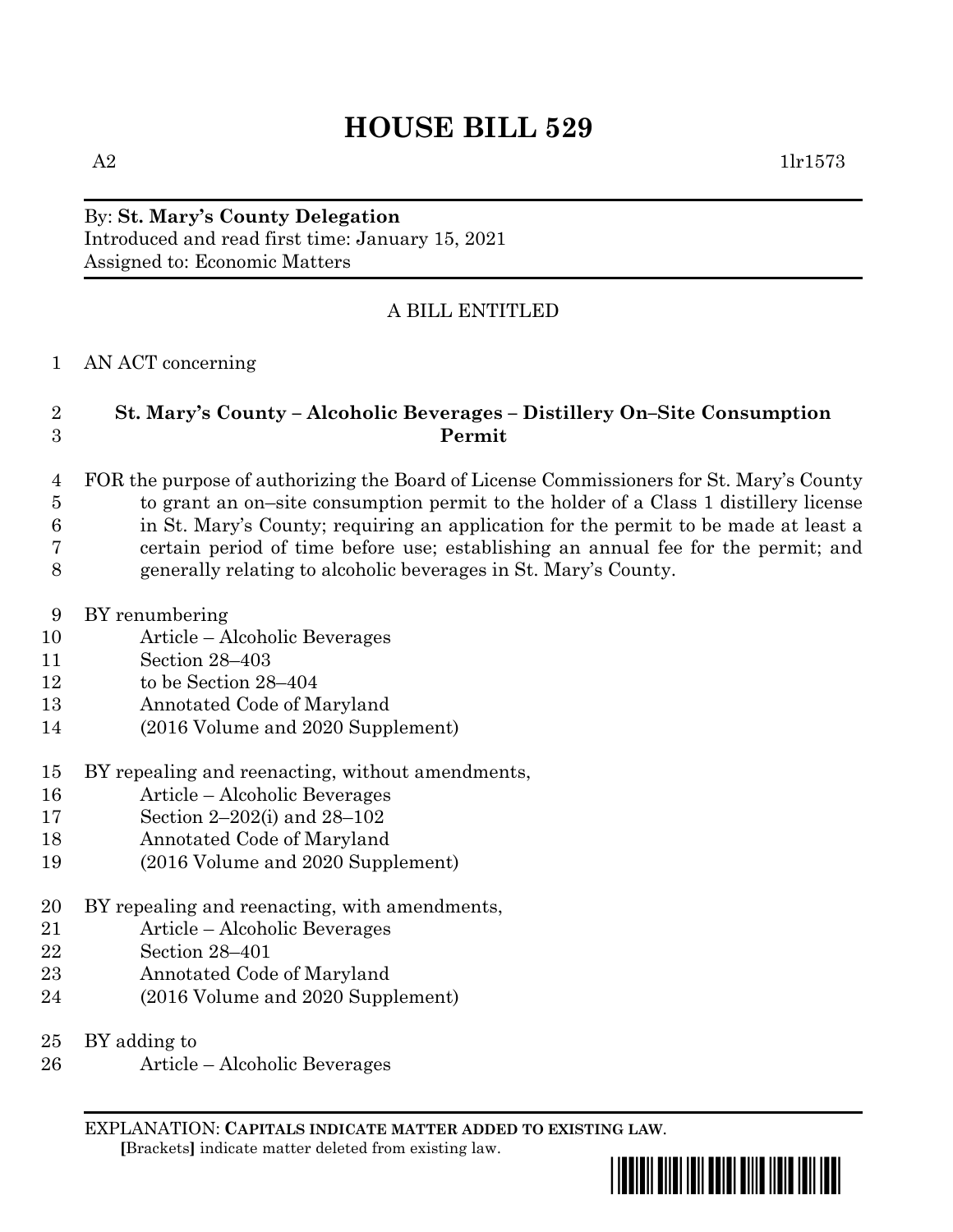# HOUSE BILL 529

A2 1lr1573

By: **St. Mary's County Delegation**
Introduced and read first time: January 15, 2021
Assigned to: Economic Matters

A BILL ENTITLED

1 AN ACT concerning

2 **St. Mary's County – Alcoholic Beverages – Distillery On–Site Consumption**
3 **Permit**

4 FOR the purpose of authorizing the Board of License Commissioners for St. Mary's County
5 to grant an on–site consumption permit to the holder of a Class 1 distillery license
6 in St. Mary's County; requiring an application for the permit to be made at least a
7 certain period of time before use; establishing an annual fee for the permit; and
8 generally relating to alcoholic beverages in St. Mary's County.

9 BY renumbering
10 Article – Alcoholic Beverages
11 Section 28–403
12 to be Section 28–404
13 Annotated Code of Maryland
14 (2016 Volume and 2020 Supplement)

15 BY repealing and reenacting, without amendments,
16 Article – Alcoholic Beverages
17 Section 2–202(i) and 28–102
18 Annotated Code of Maryland
19 (2016 Volume and 2020 Supplement)

20 BY repealing and reenacting, with amendments,
21 Article – Alcoholic Beverages
22 Section 28–401
23 Annotated Code of Maryland
24 (2016 Volume and 2020 Supplement)

25 BY adding to
26 Article – Alcoholic Beverages

EXPLANATION: **CAPITALS INDICATE MATTER ADDED TO EXISTING LAW.**
**[**Brackets**]** indicate matter deleted from existing law.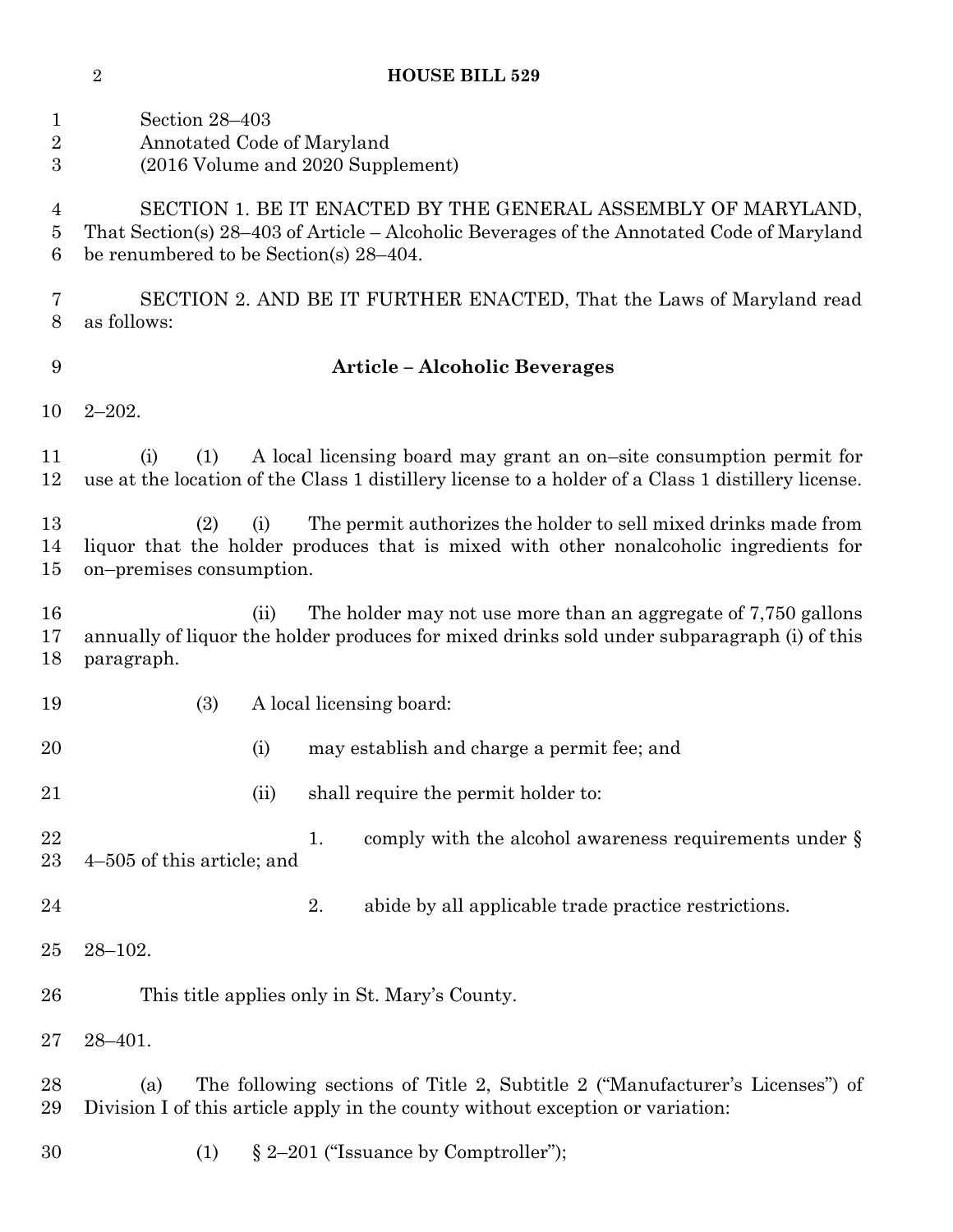Section 28–403

Annotated Code of Maryland

(2016 Volume and 2020 Supplement)

SECTION 1. BE IT ENACTED BY THE GENERAL ASSEMBLY OF MARYLAND, That Section(s) 28–403 of Article – Alcoholic Beverages of the Annotated Code of Maryland be renumbered to be Section(s) 28–404.

SECTION 2. AND BE IT FURTHER ENACTED, That the Laws of Maryland read as follows:

**Article – Alcoholic Beverages**

2–202.

(i) (1) A local licensing board may grant an on–site consumption permit for use at the location of the Class 1 distillery license to a holder of a Class 1 distillery license.

(2) (i) The permit authorizes the holder to sell mixed drinks made from liquor that the holder produces that is mixed with other nonalcoholic ingredients for on–premises consumption.

(ii) The holder may not use more than an aggregate of 7,750 gallons annually of liquor the holder produces for mixed drinks sold under subparagraph (i) of this paragraph.

(3) A local licensing board:

(i) may establish and charge a permit fee; and

(ii) shall require the permit holder to:

1. comply with the alcohol awareness requirements under § 4–505 of this article; and

2. abide by all applicable trade practice restrictions.

28–102.

This title applies only in St. Mary's County.

28–401.

(a) The following sections of Title 2, Subtitle 2 ("Manufacturer's Licenses") of Division I of this article apply in the county without exception or variation:

(1) § 2–201 ("Issuance by Comptroller");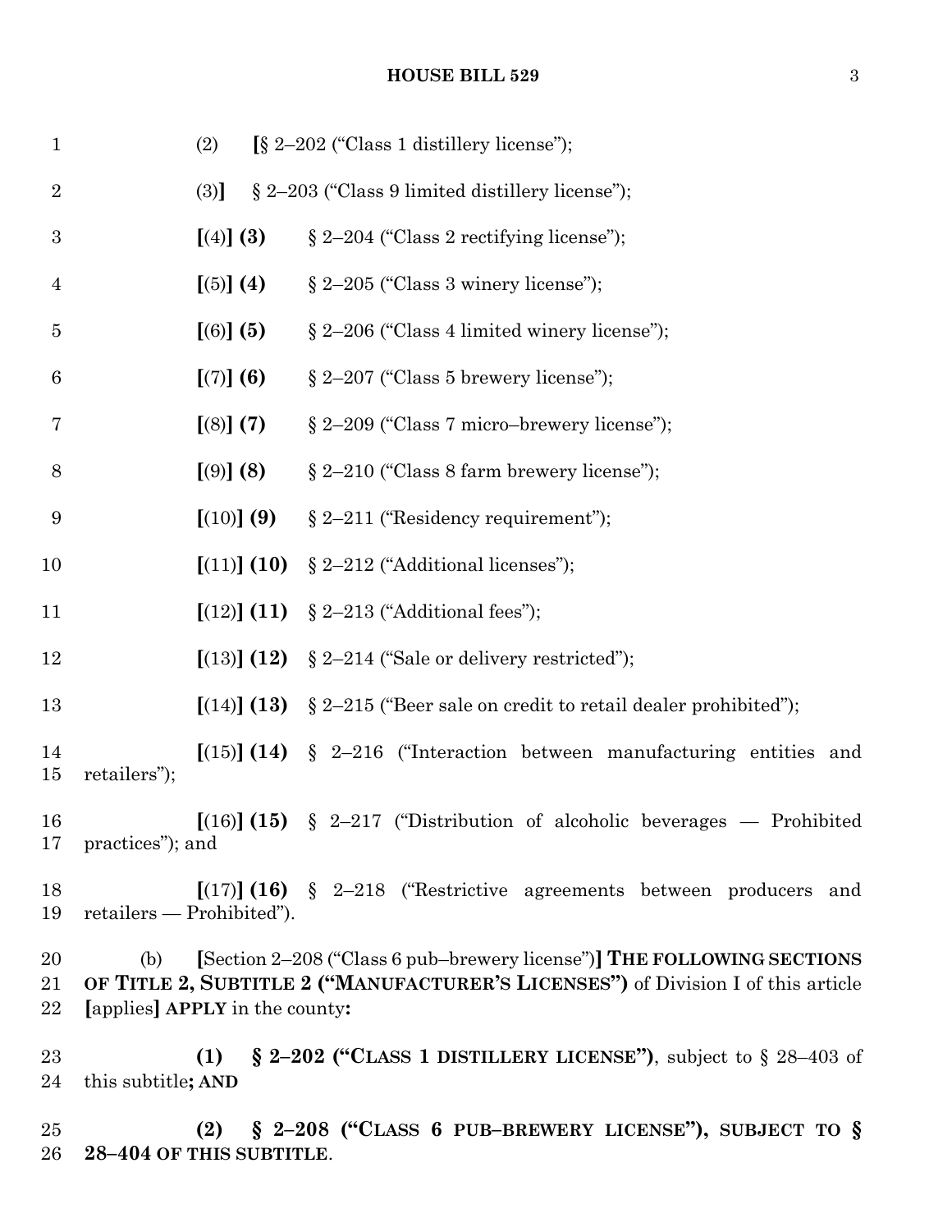(2) **[**§ 2–202 ("Class 1 distillery license");

(3)**]** § 2–203 ("Class 9 limited distillery license");

**[**(4)**] (3)** § 2–204 ("Class 2 rectifying license");

**[**(5)**] (4)** § 2–205 ("Class 3 winery license");

**[**(6)**] (5)** § 2–206 ("Class 4 limited winery license");

**[**(7)**] (6)** § 2–207 ("Class 5 brewery license");

**[**(8)**] (7)** § 2–209 ("Class 7 micro–brewery license");

**[**(9)**] (8)** § 2–210 ("Class 8 farm brewery license");

**[**(10)**] (9)** § 2–211 ("Residency requirement");

**[**(11)**] (10)** § 2–212 ("Additional licenses");

**[**(12)**] (11)** § 2–213 ("Additional fees");

**[**(13)**] (12)** § 2–214 ("Sale or delivery restricted");

**[**(14)**] (13)** § 2–215 ("Beer sale on credit to retail dealer prohibited");

**[**(15)**] (14)** § 2–216 ("Interaction between manufacturing entities and retailers");

**[**(16)**] (15)** § 2–217 ("Distribution of alcoholic beverages — Prohibited practices"); and

**[**(17)**] (16)** § 2–218 ("Restrictive agreements between producers and retailers — Prohibited").

(b) **[**Section 2–208 ("Class 6 pub–brewery license")**] THE FOLLOWING SECTIONS OF TITLE 2, SUBTITLE 2 ("MANUFACTURER'S LICENSES")** of Division I of this article **[**applies**] APPLY** in the county**:**

**(1) § 2–202 ("CLASS 1 DISTILLERY LICENSE")**, subject to § 28–403 of this subtitle**; AND**

**(2) § 2–208 ("CLASS 6 PUB–BREWERY LICENSE"), SUBJECT TO § 28–404 OF THIS SUBTITLE**.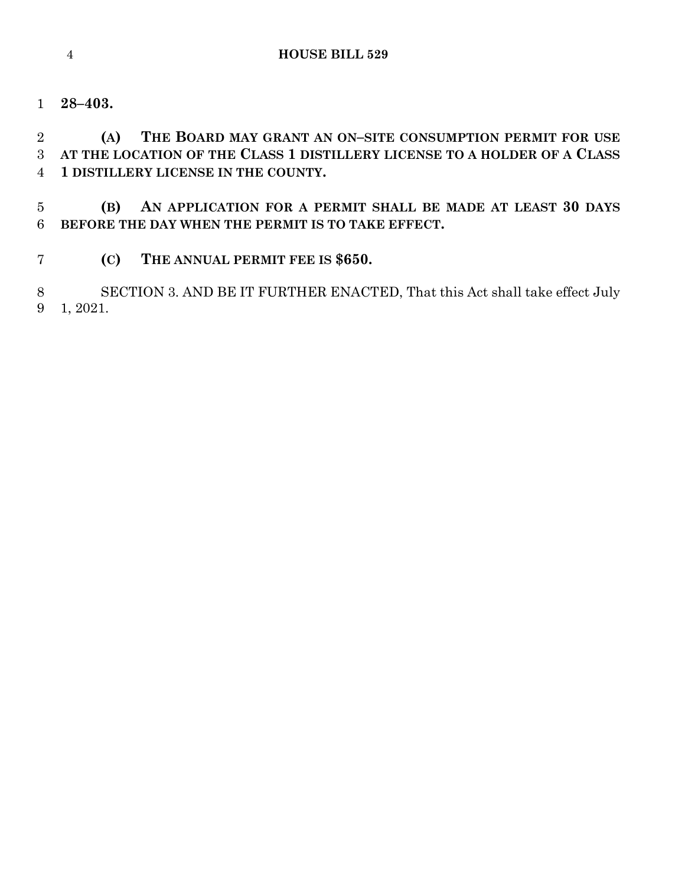**28–403.**

**(A) THE BOARD MAY GRANT AN ON–SITE CONSUMPTION PERMIT FOR USE AT THE LOCATION OF THE CLASS 1 DISTILLERY LICENSE TO A HOLDER OF A CLASS 1 DISTILLERY LICENSE IN THE COUNTY.**

**(B) AN APPLICATION FOR A PERMIT SHALL BE MADE AT LEAST 30 DAYS BEFORE THE DAY WHEN THE PERMIT IS TO TAKE EFFECT.**

**(C) THE ANNUAL PERMIT FEE IS $650.**

SECTION 3. AND BE IT FURTHER ENACTED, That this Act shall take effect July 1, 2021.